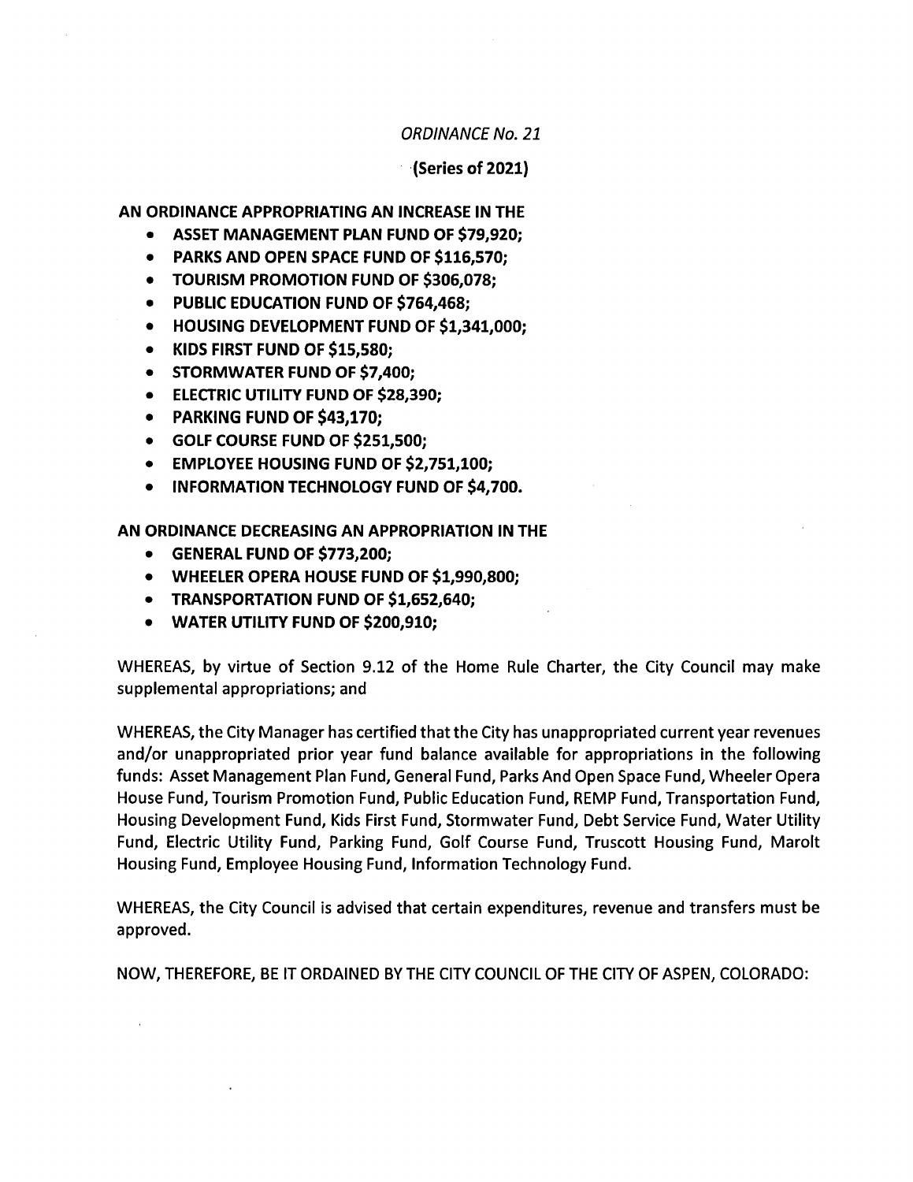*ORDINANCE No. 21*

**(Series of 2021)**

**AN ORDINANCE APPROPRIATING AN INCREASE IN THE**

- **ASSET MANAGEMENT PLAN FUND OF $79,920;**
- **PARKS AND OPEN SPACE FUND OF $116,570;**
- **TOURISM PROMOTION FUND OF $306,078;**
- **PUBLIC EDUCATION FUND OF $764,468;**
- **HOUSING DEVELOPMENT FUND OF $1,341,000;**
- **KIDS FIRST FUND OF $15,580;**
- **STORMWATER FUND OF $7,400;**
- **ELECTRIC UTILITY FUND OF $28,390;**
- **PARKING FUND OF $43,170;**
- **GOLF COURSE FUND OF $251,500;**
- **EMPLOYEE HOUSING FUND OF $2,751,100;**
- **INFORMATION TECHNOLOGY FUND OF $4,700.**

**AN ORDINANCE DECREASING AN APPROPRIATION IN THE**

- **GENERAL FUND OF $773,200;**
- **WHEELER OPERA HOUSE FUND OF $1,990,800;**
- **TRANSPORTATION FUND OF $1,652,640;**
- **WATER UTILITY FUND OF $200,910;**

WHEREAS, by virtue of Section 9.12 of the Home Rule Charter, the City Council may make supplemental appropriations; and

WHEREAS, the City Manager has certified that the City has unappropriated current year revenues and/or unappropriated prior year fund balance available for appropriations in the following funds: Asset Management Plan Fund, General Fund, Parks And Open Space Fund, Wheeler Opera House Fund, Tourism Promotion Fund, Public Education Fund, REMP Fund, Transportation Fund, Housing Development Fund, Kids First Fund, Stormwater Fund, Debt Service Fund, Water Utility Fund, Electric Utility Fund, Parking Fund, Golf Course Fund, Truscott Housing Fund, Marolt Housing Fund, Employee Housing Fund, Information Technology Fund.

WHEREAS, the City Council is advised that certain expenditures, revenue and transfers must be approved.

NOW, THEREFORE, BE IT ORDAINED BY THE CITY COUNCIL OF THE CITY OF ASPEN, COLORADO: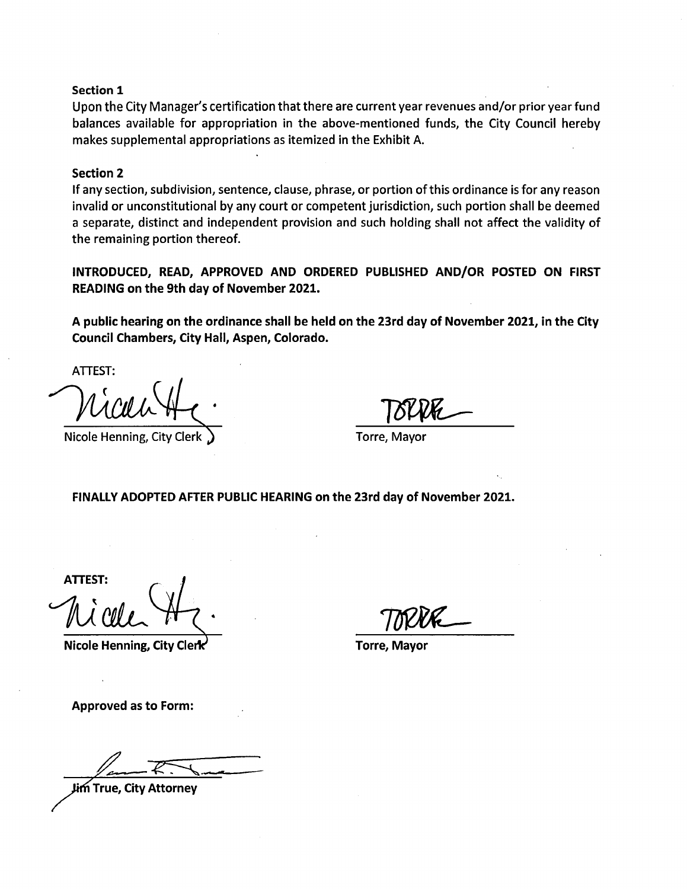**Section 1**

Upon the City Manager's certification that there are current year revenues and/or prior year fund balances available for appropriation in the above-mentioned funds, the City Council hereby makes supplemental appropriations as itemized in the Exhibit A.

**Section 2**

If any section, subdivision, sentence, clause, phrase, or portion of this ordinance is for any reason invalid or unconstitutional by any court or competent jurisdiction, such portion shall be deemed a separate, distinct and independent provision and such holding shall not affect the validity of the remaining portion thereof.

**INTRODUCED, READ, APPROVED AND ORDERED PUBLISHED AND/OR POSTED ON FIRST READING on the 9th day of November 2021.**

**A public hearing on the ordinance shall be held on the 23rd day of November 2021, in the City Council Chambers, City Hall, Aspen, Colorado.**

ATTEST:

Nicole Henning, City Clerk

Torre, Mayor

**FINALLY ADOPTED AFTER PUBLIC HEARING on the 23rd day of November 2021.**

**ATTEST:**

**Nicole Henning, City Clerk**

**Torre, Mayor**

**Approved as to Form:**

**Jim True, City Attorney**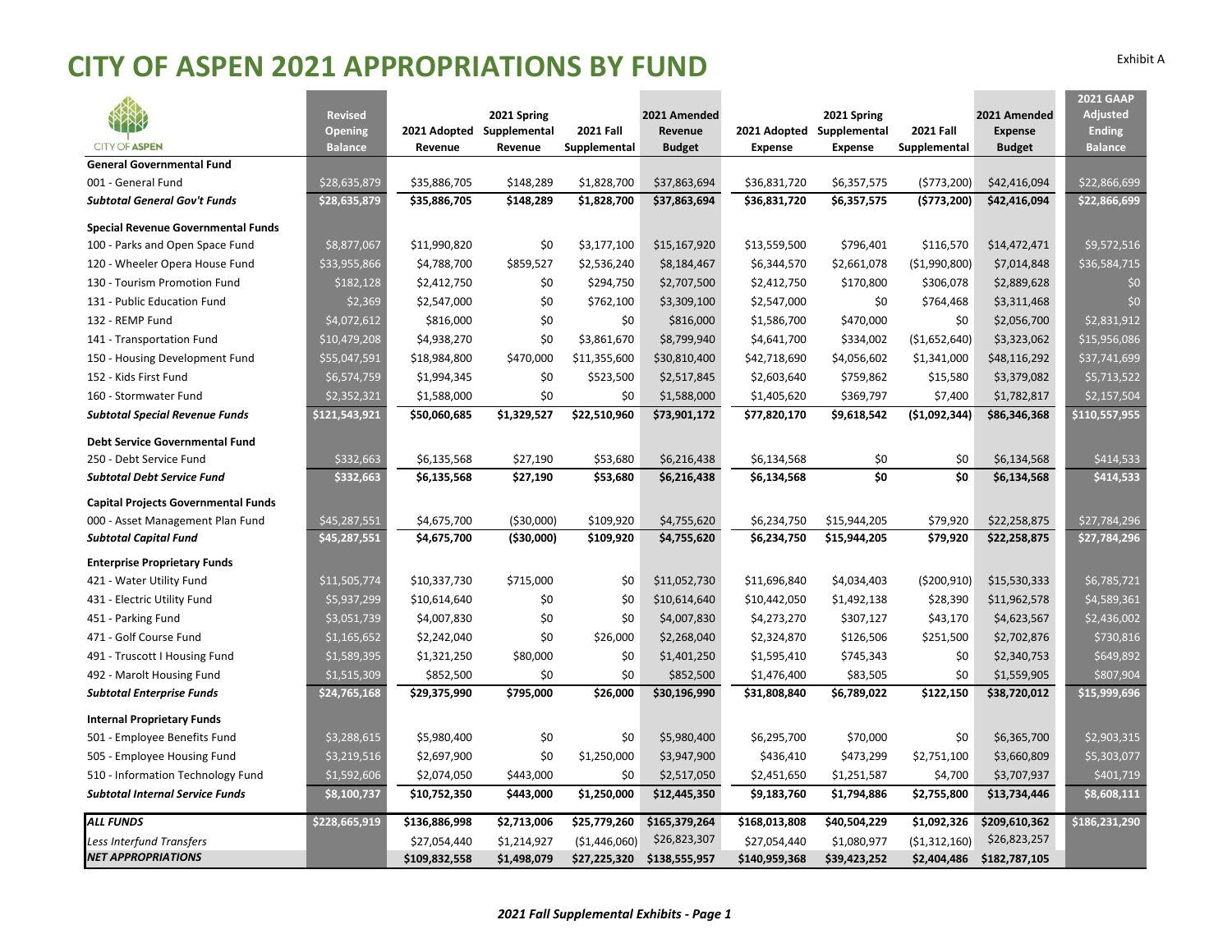# CITY OF ASPEN 2021 APPROPRIATIONS BY FUND

Exhibit A

| | Revised Opening Balance | 2021 Adopted Revenue | 2021 Spring Supplemental Revenue | 2021 Fall Supplemental | 2021 Amended Revenue Budget | 2021 Adopted Expense | 2021 Spring Supplemental Expense | 2021 Fall Supplemental | 2021 Amended Expense Budget | 2021 GAAP Adjusted Ending Balance |
|---|---|---|---|---|---|---|---|---|---|---|
| **General Governmental Fund** | | | | | | | | | | |
| 001 - General Fund | $28,635,879 | $35,886,705 | $148,289 | $1,828,700 | $37,863,694 | $36,831,720 | $6,357,575 | ($773,200) | $42,416,094 | $22,866,699 |
| ***Subtotal General Gov't Funds*** | **$28,635,879** | **$35,886,705** | **$148,289** | **$1,828,700** | **$37,863,694** | **$36,831,720** | **$6,357,575** | **($773,200)** | **$42,416,094** | **$22,866,699** |
| **Special Revenue Governmental Funds** | | | | | | | | | | |
| 100 - Parks and Open Space Fund | $8,877,067 | $11,990,820 | $0 | $3,177,100 | $15,167,920 | $13,559,500 | $796,401 | $116,570 | $14,472,471 | $9,572,516 |
| 120 - Wheeler Opera House Fund | $33,955,866 | $4,788,700 | $859,527 | $2,536,240 | $8,184,467 | $6,344,570 | $2,661,078 | ($1,990,800) | $7,014,848 | $36,584,715 |
| 130 - Tourism Promotion Fund | $182,128 | $2,412,750 | $0 | $294,750 | $2,707,500 | $2,412,750 | $170,800 | $306,078 | $2,889,628 | $0 |
| 131 - Public Education Fund | $2,369 | $2,547,000 | $0 | $762,100 | $3,309,100 | $2,547,000 | $0 | $764,468 | $3,311,468 | $0 |
| 132 - REMP Fund | $4,072,612 | $816,000 | $0 | $0 | $816,000 | $1,586,700 | $470,000 | $0 | $2,056,700 | $2,831,912 |
| 141 - Transportation Fund | $10,479,208 | $4,938,270 | $0 | $3,861,670 | $8,799,940 | $4,641,700 | $334,002 | ($1,652,640) | $3,323,062 | $15,956,086 |
| 150 - Housing Development Fund | $55,047,591 | $18,984,800 | $470,000 | $11,355,600 | $30,810,400 | $42,718,690 | $4,056,602 | $1,341,000 | $48,116,292 | $37,741,699 |
| 152 - Kids First Fund | $6,574,759 | $1,994,345 | $0 | $523,500 | $2,517,845 | $2,603,640 | $759,862 | $15,580 | $3,379,082 | $5,713,522 |
| 160 - Stormwater Fund | $2,352,321 | $1,588,000 | $0 | $0 | $1,588,000 | $1,405,620 | $369,797 | $7,400 | $1,782,817 | $2,157,504 |
| ***Subtotal Special Revenue Funds*** | **$121,543,921** | **$50,060,685** | **$1,329,527** | **$22,510,960** | **$73,901,172** | **$77,820,170** | **$9,618,542** | **($1,092,344)** | **$86,346,368** | **$110,557,955** |
| **Debt Service Governmental Fund** | | | | | | | | | | |
| 250 - Debt Service Fund | $332,663 | $6,135,568 | $27,190 | $53,680 | $6,216,438 | $6,134,568 | $0 | $0 | $6,134,568 | $414,533 |
| ***Subtotal Debt Service Fund*** | **$332,663** | **$6,135,568** | **$27,190** | **$53,680** | **$6,216,438** | **$6,134,568** | **$0** | **$0** | **$6,134,568** | **$414,533** |
| **Capital Projects Governmental Funds** | | | | | | | | | | |
| 000 - Asset Management Plan Fund | $45,287,551 | $4,675,700 | ($30,000) | $109,920 | $4,755,620 | $6,234,750 | $15,944,205 | $79,920 | $22,258,875 | $27,784,296 |
| ***Subtotal Capital Fund*** | **$45,287,551** | **$4,675,700** | **($30,000)** | **$109,920** | **$4,755,620** | **$6,234,750** | **$15,944,205** | **$79,920** | **$22,258,875** | **$27,784,296** |
| **Enterprise Proprietary Funds** | | | | | | | | | | |
| 421 - Water Utility Fund | $11,505,774 | $10,337,730 | $715,000 | $0 | $11,052,730 | $11,696,840 | $4,034,403 | ($200,910) | $15,530,333 | $6,785,721 |
| 431 - Electric Utility Fund | $5,937,299 | $10,614,640 | $0 | $0 | $10,614,640 | $10,442,050 | $1,492,138 | $28,390 | $11,962,578 | $4,589,361 |
| 451 - Parking Fund | $3,051,739 | $4,007,830 | $0 | $0 | $4,007,830 | $4,273,270 | $307,127 | $43,170 | $4,623,567 | $2,436,002 |
| 471 - Golf Course Fund | $1,165,652 | $2,242,040 | $0 | $26,000 | $2,268,040 | $2,324,870 | $126,506 | $251,500 | $2,702,876 | $730,816 |
| 491 - Truscott I Housing Fund | $1,589,395 | $1,321,250 | $80,000 | $0 | $1,401,250 | $1,595,410 | $745,343 | $0 | $2,340,753 | $649,892 |
| 492 - Marolt Housing Fund | $1,515,309 | $852,500 | $0 | $0 | $852,500 | $1,476,400 | $83,505 | $0 | $1,559,905 | $807,904 |
| ***Subtotal Enterprise Funds*** | **$24,765,168** | **$29,375,990** | **$795,000** | **$26,000** | **$30,196,990** | **$31,808,840** | **$6,789,022** | **$122,150** | **$38,720,012** | **$15,999,696** |
| **Internal Proprietary Funds** | | | | | | | | | | |
| 501 - Employee Benefits Fund | $3,288,615 | $5,980,400 | $0 | $0 | $5,980,400 | $6,295,700 | $70,000 | $0 | $6,365,700 | $2,903,315 |
| 505 - Employee Housing Fund | $3,219,516 | $2,697,900 | $0 | $1,250,000 | $3,947,900 | $436,410 | $473,299 | $2,751,100 | $3,660,809 | $5,303,077 |
| 510 - Information Technology Fund | $1,592,606 | $2,074,050 | $443,000 | $0 | $2,517,050 | $2,451,650 | $1,251,587 | $4,700 | $3,707,937 | $401,719 |
| ***Subtotal Internal Service Funds*** | **$8,100,737** | **$10,752,350** | **$443,000** | **$1,250,000** | **$12,445,350** | **$9,183,760** | **$1,794,886** | **$2,755,800** | **$13,734,446** | **$8,608,111** |
| ***ALL FUNDS*** | **$228,665,919** | **$136,886,998** | **$2,713,006** | **$25,779,260** | **$165,379,264** | **$168,013,808** | **$40,504,229** | **$1,092,326** | **$209,610,362** | **$186,231,290** |
| *Less Interfund Transfers* | | $27,054,440 | $1,214,927 | ($1,446,060) | $26,823,307 | $27,054,440 | $1,080,977 | ($1,312,160) | $26,823,257 | |
| ***NET APPROPRIATIONS*** | | **$109,832,558** | **$1,498,079** | **$27,225,320** | **$138,555,957** | **$140,959,368** | **$39,423,252** | **$2,404,486** | **$182,787,105** | |

*2021 Fall Supplemental Exhibits - Page 1*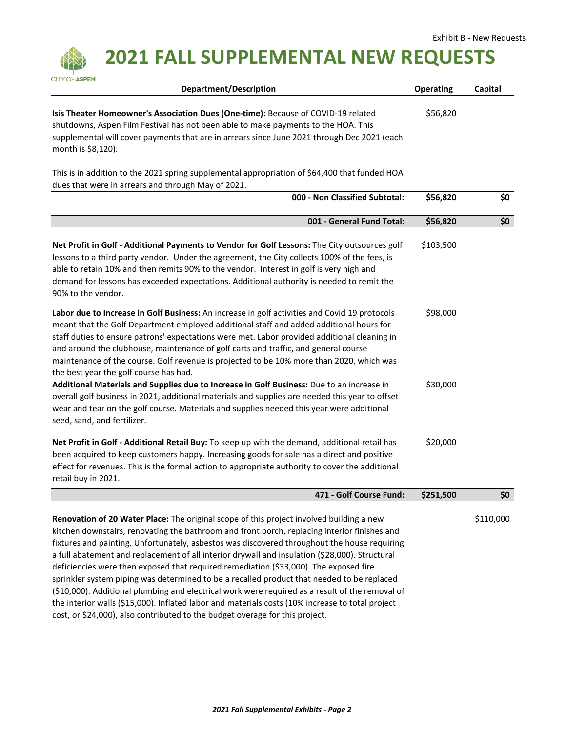Exhibit B - New Requests

# 2021 FALL SUPPLEMENTAL NEW REQUESTS

| Department/Description | Operating | Capital |
|---|---|---|
| **Isis Theater Homeowner's Association Dues (One-time):** Because of COVID-19 related shutdowns, Aspen Film Festival has not been able to make payments to the HOA. This supplemental will cover payments that are in arrears since June 2021 through Dec 2021 (each month is $8,120). This is in addition to the 2021 spring supplemental appropriation of $64,400 that funded HOA dues that were in arrears and through May of 2021. | $56,820 | |
| **000 - Non Classified Subtotal:** | **$56,820** | **$0** |
| **001 - General Fund Total:** | **$56,820** | **$0** |
| **Net Profit in Golf - Additional Payments to Vendor for Golf Lessons:** The City outsources golf lessons to a third party vendor. Under the agreement, the City collects 100% of the fees, is able to retain 10% and then remits 90% to the vendor. Interest in golf is very high and demand for lessons has exceeded expectations. Additional authority is needed to remit the 90% to the vendor. | $103,500 | |
| **Labor due to Increase in Golf Business:** An increase in golf activities and Covid 19 protocols meant that the Golf Department employed additional staff and added additional hours for staff duties to ensure patrons' expectations were met. Labor provided additional cleaning in and around the clubhouse, maintenance of golf carts and traffic, and general course maintenance of the course. Golf revenue is projected to be 10% more than 2020, which was the best year the golf course has had. | $98,000 | |
| **Additional Materials and Supplies due to Increase in Golf Business:** Due to an increase in overall golf business in 2021, additional materials and supplies are needed this year to offset wear and tear on the golf course. Materials and supplies needed this year were additional seed, sand, and fertilizer. | $30,000 | |
| **Net Profit in Golf - Additional Retail Buy:** To keep up with the demand, additional retail has been acquired to keep customers happy. Increasing goods for sale has a direct and positive effect for revenues. This is the formal action to appropriate authority to cover the additional retail buy in 2021. | $20,000 | |
| **471 - Golf Course Fund:** | **$251,500** | **$0** |
| **Renovation of 20 Water Place:** The original scope of this project involved building a new kitchen downstairs, renovating the bathroom and front porch, replacing interior finishes and fixtures and painting. Unfortunately, asbestos was discovered throughout the house requiring a full abatement and replacement of all interior drywall and insulation ($28,000). Structural deficiencies were then exposed that required remediation ($33,000). The exposed fire sprinkler system piping was determined to be a recalled product that needed to be replaced ($10,000). Additional plumbing and electrical work were required as a result of the removal of the interior walls ($15,000). Inflated labor and materials costs (10% increase to total project cost, or $24,000), also contributed to the budget overage for this project. | | $110,000 |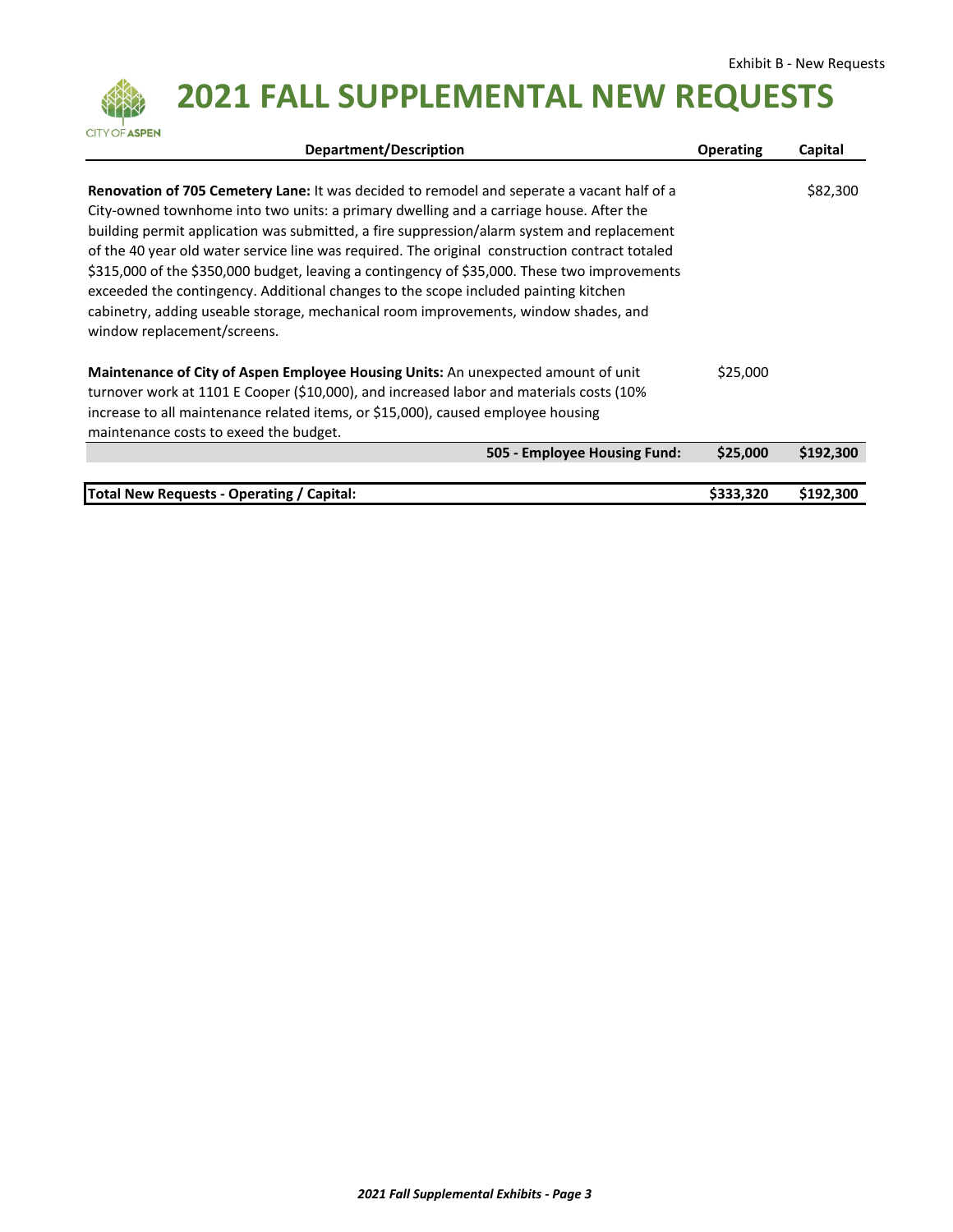Exhibit B - New Requests

# 2021 FALL SUPPLEMENTAL NEW REQUESTS

| Department/Description | Operating | Capital |
|---|---|---|
| **Renovation of 705 Cemetery Lane:** It was decided to remodel and seperate a vacant half of a City-owned townhome into two units: a primary dwelling and a carriage house. After the building permit application was submitted, a fire suppression/alarm system and replacement of the 40 year old water service line was required. The original construction contract totaled $315,000 of the $350,000 budget, leaving a contingency of $35,000. These two improvements exceeded the contingency. Additional changes to the scope included painting kitchen cabinetry, adding useable storage, mechanical room improvements, window shades, and window replacement/screens. | | $82,300 |
| **Maintenance of City of Aspen Employee Housing Units:** An unexpected amount of unit turnover work at 1101 E Cooper ($10,000), and increased labor and materials costs (10% increase to all maintenance related items, or $15,000), caused employee housing maintenance costs to exeed the budget. | $25,000 | |
| **505 - Employee Housing Fund:** | **$25,000** | **$192,300** |
| **Total New Requests - Operating / Capital:** | **$333,320** | **$192,300** |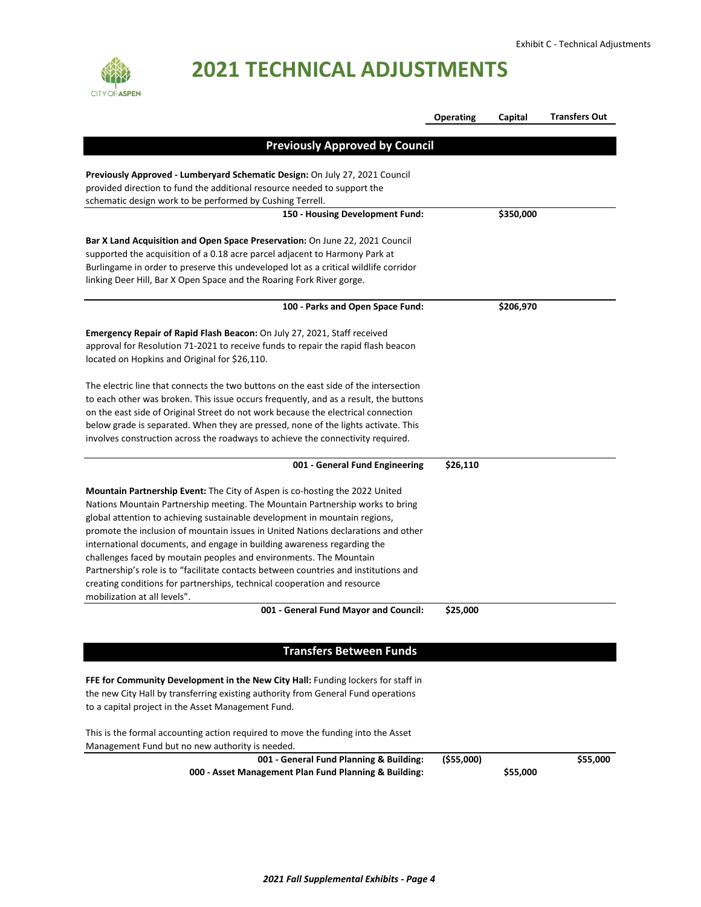# 2021 TECHNICAL ADJUSTMENTS

| | Operating | Capital | Transfers Out |
|---|---|---|---|

## Previously Approved by Council

**Previously Approved - Lumberyard Schematic Design:** On July 27, 2021 Council provided direction to fund the additional resource needed to support the schematic design work to be performed by Cushing Terrell.

| | Operating | Capital | Transfers Out |
|---|---|---|---|
| **150 - Housing Development Fund:** | | $350,000 | |

**Bar X Land Acquisition and Open Space Preservation:** On June 22, 2021 Council supported the acquisition of a 0.18 acre parcel adjacent to Harmony Park at Burlingame in order to preserve this undeveloped lot as a critical wildlife corridor linking Deer Hill, Bar X Open Space and the Roaring Fork River gorge.

| | Operating | Capital | Transfers Out |
|---|---|---|---|
| **100 - Parks and Open Space Fund:** | | $206,970 | |

**Emergency Repair of Rapid Flash Beacon:** On July 27, 2021, Staff received approval for Resolution 71-2021 to receive funds to repair the rapid flash beacon located on Hopkins and Original for $26,110.

The electric line that connects the two buttons on the east side of the intersection to each other was broken. This issue occurs frequently, and as a result, the buttons on the east side of Original Street do not work because the electrical connection below grade is separated. When they are pressed, none of the lights activate. This involves construction across the roadways to achieve the connectivity required.

| | Operating | Capital | Transfers Out |
|---|---|---|---|
| **001 - General Fund Engineering** | $26,110 | | |

**Mountain Partnership Event:** The City of Aspen is co-hosting the 2022 United Nations Mountain Partnership meeting. The Mountain Partnership works to bring global attention to achieving sustainable development in mountain regions, promote the inclusion of mountain issues in United Nations declarations and other international documents, and engage in building awareness regarding the challenges faced by moutain peoples and environments. The Mountain Partnership's role is to "facilitate contacts between countries and institutions and creating conditions for partnerships, technical cooperation and resource mobilization at all levels".

| | Operating | Capital | Transfers Out |
|---|---|---|---|
| **001 - General Fund Mayor and Council:** | $25,000 | | |

## Transfers Between Funds

**FFE for Community Development in the New City Hall:** Funding lockers for staff in the new City Hall by transferring existing authority from General Fund operations to a capital project in the Asset Management Fund.

This is the formal accounting action required to move the funding into the Asset Management Fund but no new authority is needed.

| | Operating | Capital | Transfers Out |
|---|---|---|---|
| **001 - General Fund Planning & Building:** | ($55,000) | | $55,000 |
| **000 - Asset Management Plan Fund Planning & Building:** | | $55,000 | |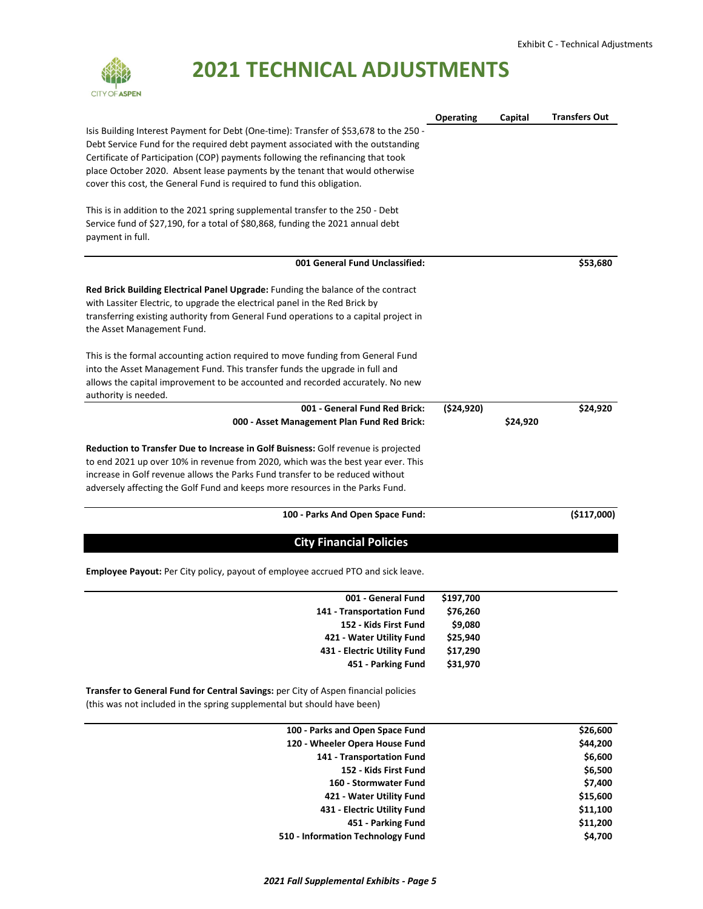# 2021 TECHNICAL ADJUSTMENTS

| | Operating | Capital | Transfers Out |
|---|---|---|---|
| Isis Building Interest Payment for Debt (One-time): Transfer of $53,678 to the 250 - Debt Service Fund for the required debt payment associated with the outstanding Certificate of Participation (COP) payments following the refinancing that took place October 2020. Absent lease payments by the tenant that would otherwise cover this cost, the General Fund is required to fund this obligation.<br><br>This is in addition to the 2021 spring supplemental transfer to the 250 - Debt Service fund of $27,190, for a total of $80,868, funding the 2021 annual debt payment in full. | | | |
| **001 General Fund Unclassified:** | | | **$53,680** |
| **Red Brick Building Electrical Panel Upgrade:** Funding the balance of the contract with Lassiter Electric, to upgrade the electrical panel in the Red Brick by transferring existing authority from General Fund operations to a capital project in the Asset Management Fund.<br><br>This is the formal accounting action required to move funding from General Fund into the Asset Management Fund. This transfer funds the upgrade in full and allows the capital improvement to be accounted and recorded accurately. No new authority is needed. | | | |
| **001 - General Fund Red Brick:** | **($24,920)** | | **$24,920** |
| **000 - Asset Management Plan Fund Red Brick:** | | **$24,920** | |
| **Reduction to Transfer Due to Increase in Golf Buisness:** Golf revenue is projected to end 2021 up over 10% in revenue from 2020, which was the best year ever. This increase in Golf revenue allows the Parks Fund transfer to be reduced without adversely affecting the Golf Fund and keeps more resources in the Parks Fund. | | | |
| **100 - Parks And Open Space Fund:** | | | **($117,000)** |

## City Financial Policies

**Employee Payout:** Per City policy, payout of employee accrued PTO and sick leave.

| | Operating | Capital | Transfers Out |
|---|---|---|---|
| **001 - General Fund** | **$197,700** | | |
| **141 - Transportation Fund** | **$76,260** | | |
| **152 - Kids First Fund** | **$9,080** | | |
| **421 - Water Utility Fund** | **$25,940** | | |
| **431 - Electric Utility Fund** | **$17,290** | | |
| **451 - Parking Fund** | **$31,970** | | |

**Transfer to General Fund for Central Savings:** per City of Aspen financial policies (this was not included in the spring supplemental but should have been)

| | Operating | Capital | Transfers Out |
|---|---|---|---|
| **100 - Parks and Open Space Fund** | | | **$26,600** |
| **120 - Wheeler Opera House Fund** | | | **$44,200** |
| **141 - Transportation Fund** | | | **$6,600** |
| **152 - Kids First Fund** | | | **$6,500** |
| **160 - Stormwater Fund** | | | **$7,400** |
| **421 - Water Utility Fund** | | | **$15,600** |
| **431 - Electric Utility Fund** | | | **$11,100** |
| **451 - Parking Fund** | | | **$11,200** |
| **510 - Information Technology Fund** | | | **$4,700** |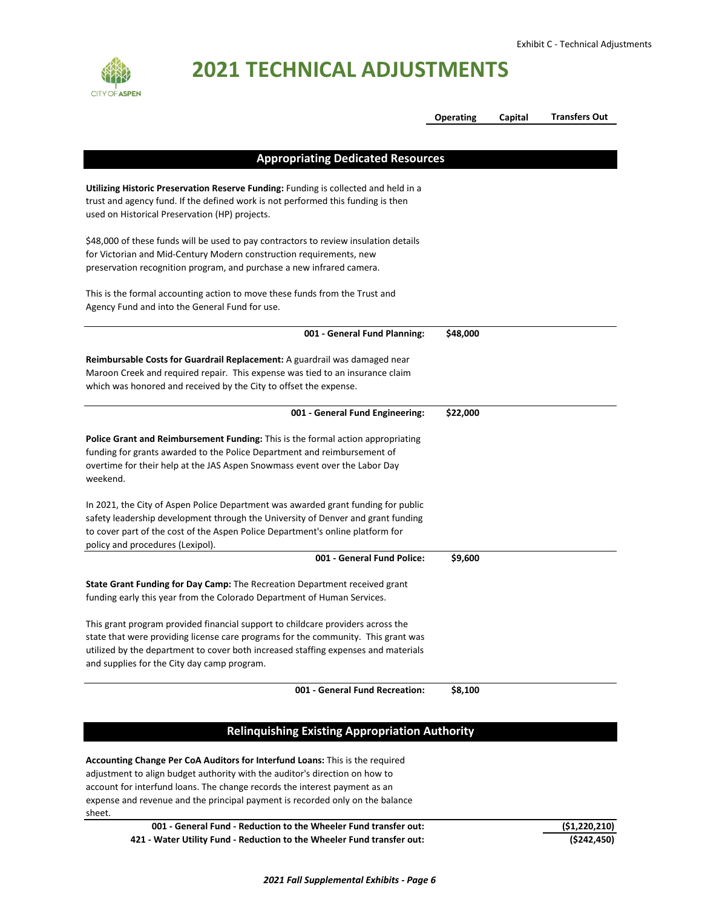# 2021 TECHNICAL ADJUSTMENTS

| | Operating | Capital | Transfers Out |
|---|---|---|---|

## Appropriating Dedicated Resources

**Utilizing Historic Preservation Reserve Funding:** Funding is collected and held in a trust and agency fund. If the defined work is not performed this funding is then used on Historical Preservation (HP) projects.

$48,000 of these funds will be used to pay contractors to review insulation details for Victorian and Mid-Century Modern construction requirements, new preservation recognition program, and purchase a new infrared camera.

This is the formal accounting action to move these funds from the Trust and Agency Fund and into the General Fund for use.

| | Operating | Capital | Transfers Out |
|---|---|---|---|
| **001 - General Fund Planning:** | **$48,000** | | |

**Reimbursable Costs for Guardrail Replacement:** A guardrail was damaged near Maroon Creek and required repair. This expense was tied to an insurance claim which was honored and received by the City to offset the expense.

| | Operating | Capital | Transfers Out |
|---|---|---|---|
| **001 - General Fund Engineering:** | **$22,000** | | |

**Police Grant and Reimbursement Funding:** This is the formal action appropriating funding for grants awarded to the Police Department and reimbursement of overtime for their help at the JAS Aspen Snowmass event over the Labor Day weekend.

In 2021, the City of Aspen Police Department was awarded grant funding for public safety leadership development through the University of Denver and grant funding to cover part of the cost of the Aspen Police Department's online platform for policy and procedures (Lexipol).

| | Operating | Capital | Transfers Out |
|---|---|---|---|
| **001 - General Fund Police:** | **$9,600** | | |

**State Grant Funding for Day Camp:** The Recreation Department received grant funding early this year from the Colorado Department of Human Services.

This grant program provided financial support to childcare providers across the state that were providing license care programs for the community. This grant was utilized by the department to cover both increased staffing expenses and materials and supplies for the City day camp program.

| | Operating | Capital | Transfers Out |
|---|---|---|---|
| **001 - General Fund Recreation:** | **$8,100** | | |

## Relinquishing Existing Appropriation Authority

**Accounting Change Per CoA Auditors for Interfund Loans:** This is the required adjustment to align budget authority with the auditor's direction on how to account for interfund loans. The change records the interest payment as an expense and revenue and the principal payment is recorded only on the balance sheet.

| | Operating | Capital | Transfers Out |
|---|---|---|---|
| **001 - General Fund - Reduction to the Wheeler Fund transfer out:** | | | **($1,220,210)** |
| **421 - Water Utility Fund - Reduction to the Wheeler Fund transfer out:** | | | **($242,450)** |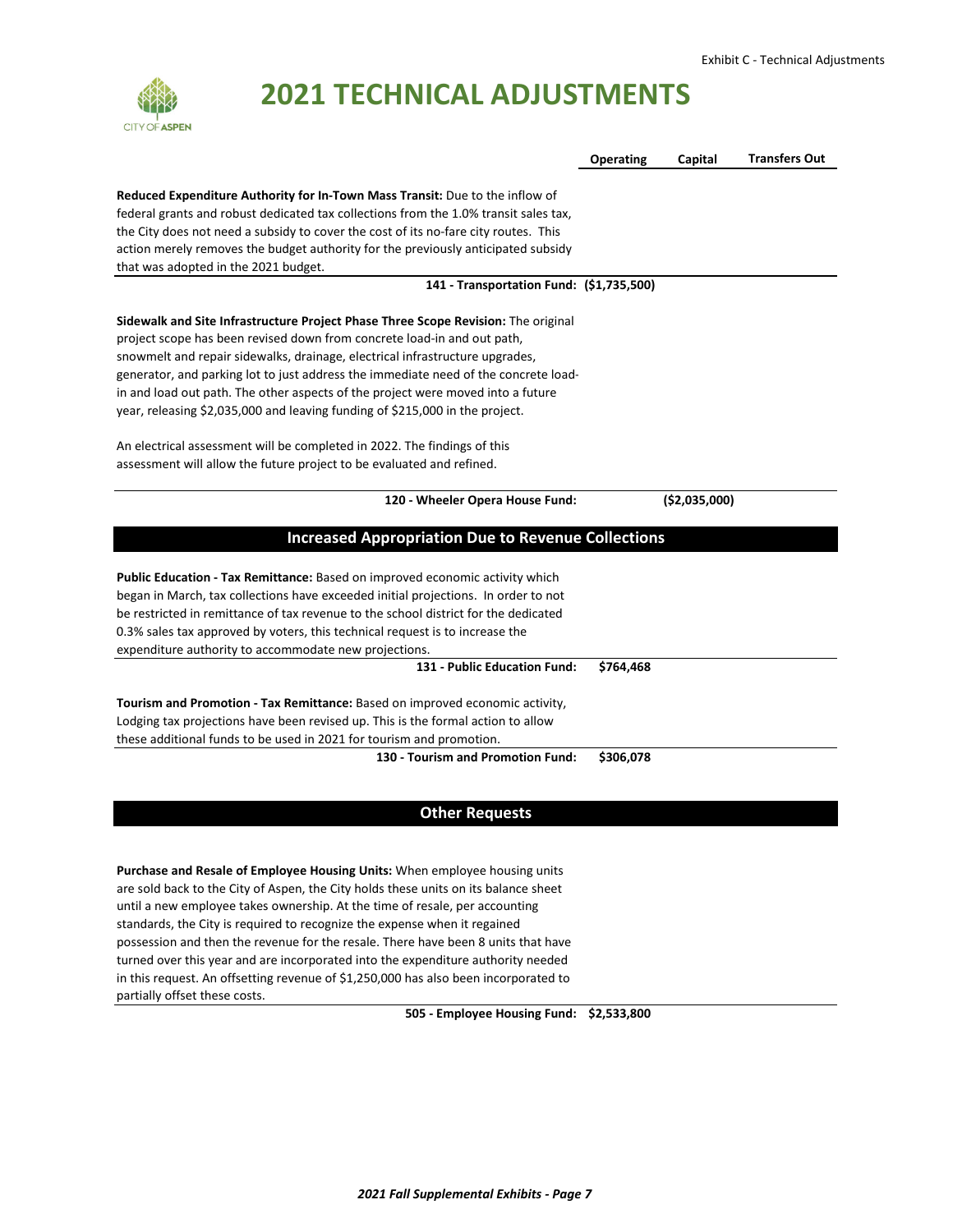# 2021 TECHNICAL ADJUSTMENTS

| | Operating | Capital | Transfers Out |
|---|---|---|---|
| **Reduced Expenditure Authority for In-Town Mass Transit:** Due to the inflow of federal grants and robust dedicated tax collections from the 1.0% transit sales tax, the City does not need a subsidy to cover the cost of its no-fare city routes. This action merely removes the budget authority for the previously anticipated subsidy that was adopted in the 2021 budget. | | | |
| **141 - Transportation Fund:** | ($1,735,500) | | |
| **Sidewalk and Site Infrastructure Project Phase Three Scope Revision:** The original project scope has been revised down from concrete load-in and out path, snowmelt and repair sidewalks, drainage, electrical infrastructure upgrades, generator, and parking lot to just address the immediate need of the concrete load-in and load out path. The other aspects of the project were moved into a future year, releasing $2,035,000 and leaving funding of $215,000 in the project. An electrical assessment will be completed in 2022. The findings of this assessment will allow the future project to be evaluated and refined. | | | |
| **120 - Wheeler Opera House Fund:** | | ($2,035,000) | |

## Increased Appropriation Due to Revenue Collections

| | Operating | Capital | Transfers Out |
|---|---|---|---|
| **Public Education - Tax Remittance:** Based on improved economic activity which began in March, tax collections have exceeded initial projections. In order to not be restricted in remittance of tax revenue to the school district for the dedicated 0.3% sales tax approved by voters, this technical request is to increase the expenditure authority to accommodate new projections. | | | |
| **131 - Public Education Fund:** | $764,468 | | |
| **Tourism and Promotion - Tax Remittance:** Based on improved economic activity, Lodging tax projections have been revised up. This is the formal action to allow these additional funds to be used in 2021 for tourism and promotion. | | | |
| **130 - Tourism and Promotion Fund:** | $306,078 | | |

## Other Requests

| | Operating | Capital | Transfers Out |
|---|---|---|---|
| **Purchase and Resale of Employee Housing Units:** When employee housing units are sold back to the City of Aspen, the City holds these units on its balance sheet until a new employee takes ownership. At the time of resale, per accounting standards, the City is required to recognize the expense when it regained possession and then the revenue for the resale. There have been 8 units that have turned over this year and are incorporated into the expenditure authority needed in this request. An offsetting revenue of $1,250,000 has also been incorporated to partially offset these costs. | | | |
| **505 - Employee Housing Fund:** | $2,533,800 | | |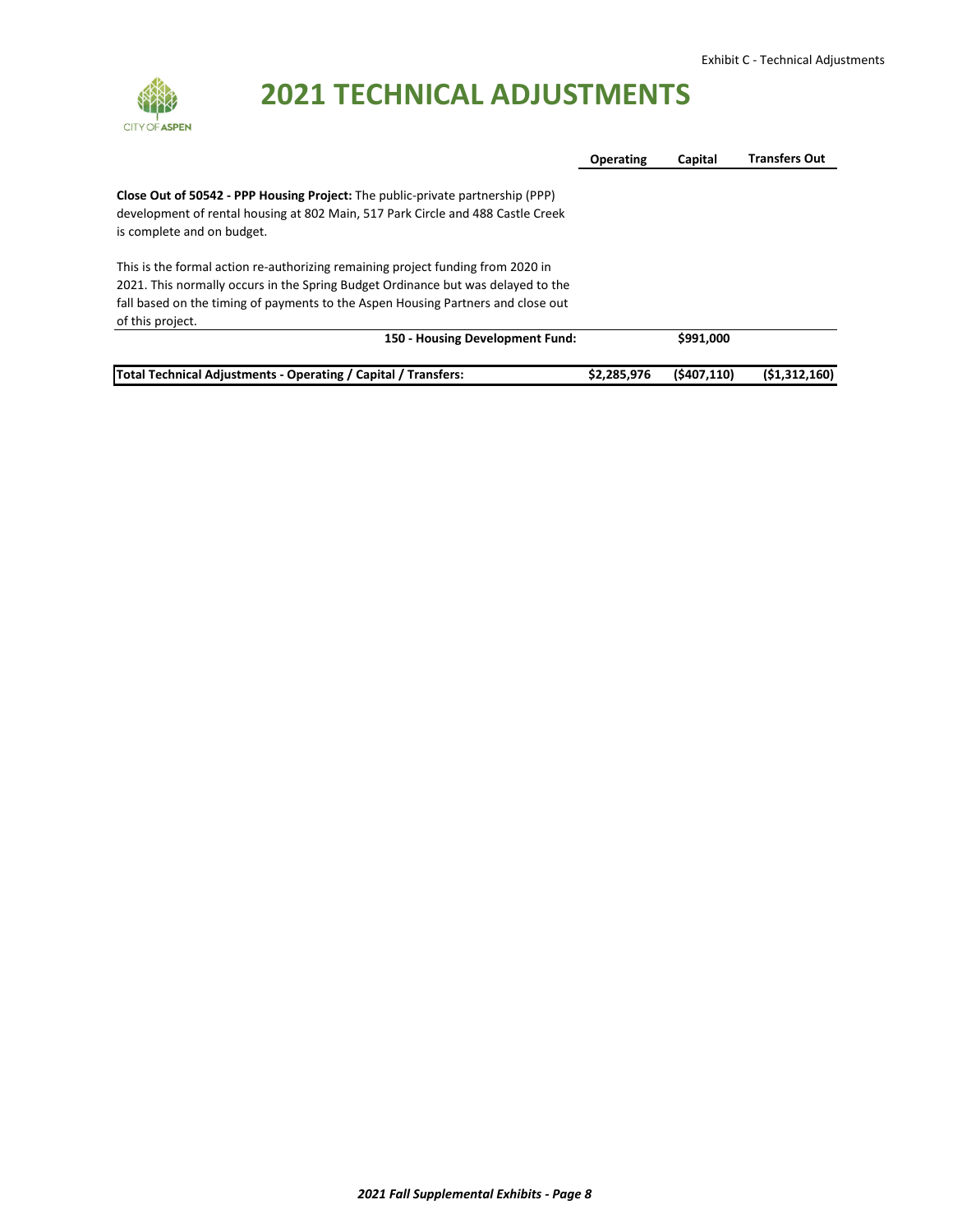# 2021 TECHNICAL ADJUSTMENTS

| | Operating | Capital | Transfers Out |
|---|---|---|---|
| **Close Out of 50542 - PPP Housing Project:** The public-private partnership (PPP) development of rental housing at 802 Main, 517 Park Circle and 488 Castle Creek is complete and on budget.<br><br>This is the formal action re-authorizing remaining project funding from 2020 in 2021. This normally occurs in the Spring Budget Ordinance but was delayed to the fall based on the timing of payments to the Aspen Housing Partners and close out of this project. | | | |
| **150 - Housing Development Fund:** | | **$991,000** | |
| **Total Technical Adjustments - Operating / Capital / Transfers:** | **$2,285,976** | **($407,110)** | **($1,312,160)** |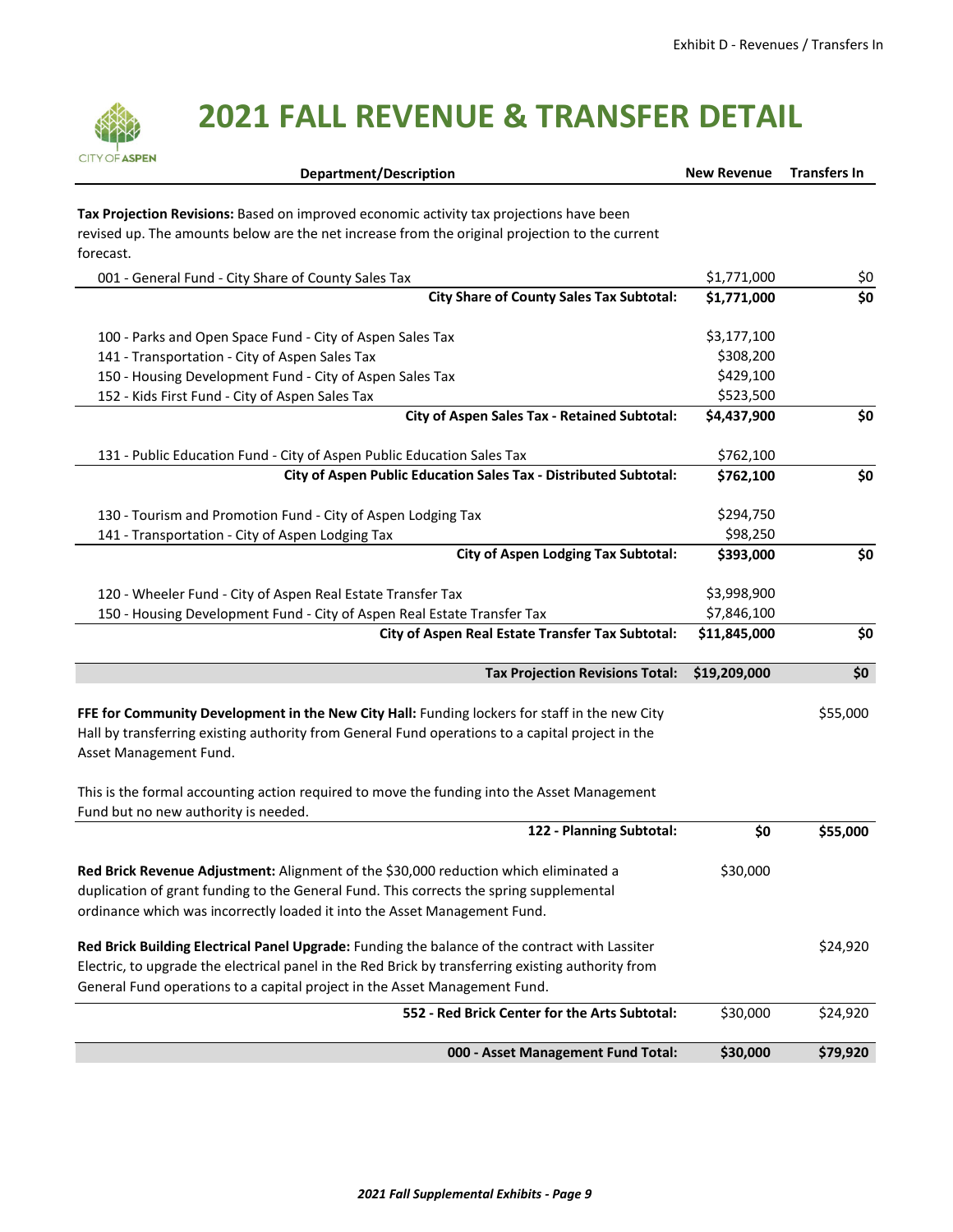# 2021 FALL REVENUE & TRANSFER DETAIL

CITY OF ASPEN

| Department/Description | New Revenue | Transfers In |
|---|---|---|
| **Tax Projection Revisions:** Based on improved economic activity tax projections have been revised up. The amounts below are the net increase from the original projection to the current forecast. | | |
| 001 - General Fund - City Share of County Sales Tax | $1,771,000 | $0 |
| **City Share of County Sales Tax Subtotal:** | **$1,771,000** | **$0** |
| 100 - Parks and Open Space Fund - City of Aspen Sales Tax | $3,177,100 | |
| 141 - Transportation - City of Aspen Sales Tax | $308,200 | |
| 150 - Housing Development Fund - City of Aspen Sales Tax | $429,100 | |
| 152 - Kids First Fund - City of Aspen Sales Tax | $523,500 | |
| **City of Aspen Sales Tax - Retained Subtotal:** | **$4,437,900** | **$0** |
| 131 - Public Education Fund - City of Aspen Public Education Sales Tax | $762,100 | |
| **City of Aspen Public Education Sales Tax - Distributed Subtotal:** | **$762,100** | **$0** |
| 130 - Tourism and Promotion Fund - City of Aspen Lodging Tax | $294,750 | |
| 141 - Transportation - City of Aspen Lodging Tax | $98,250 | |
| **City of Aspen Lodging Tax Subtotal:** | **$393,000** | **$0** |
| 120 - Wheeler Fund - City of Aspen Real Estate Transfer Tax | $3,998,900 | |
| 150 - Housing Development Fund - City of Aspen Real Estate Transfer Tax | $7,846,100 | |
| **City of Aspen Real Estate Transfer Tax Subtotal:** | **$11,845,000** | **$0** |
| **Tax Projection Revisions Total:** | **$19,209,000** | **$0** |
| **FFE for Community Development in the New City Hall:** Funding lockers for staff in the new City Hall by transferring existing authority from General Fund operations to a capital project in the Asset Management Fund.<br><br>This is the formal accounting action required to move the funding into the Asset Management Fund but no new authority is needed. | | $55,000 |
| **122 - Planning Subtotal:** | **$0** | **$55,000** |
| **Red Brick Revenue Adjustment:** Alignment of the $30,000 reduction which eliminated a duplication of grant funding to the General Fund. This corrects the spring supplemental ordinance which was incorrectly loaded it into the Asset Management Fund. | $30,000 | |
| **Red Brick Building Electrical Panel Upgrade:** Funding the balance of the contract with Lassiter Electric, to upgrade the electrical panel in the Red Brick by transferring existing authority from General Fund operations to a capital project in the Asset Management Fund. | | $24,920 |
| **552 - Red Brick Center for the Arts Subtotal:** | $30,000 | $24,920 |
| **000 - Asset Management Fund Total:** | **$30,000** | **$79,920** |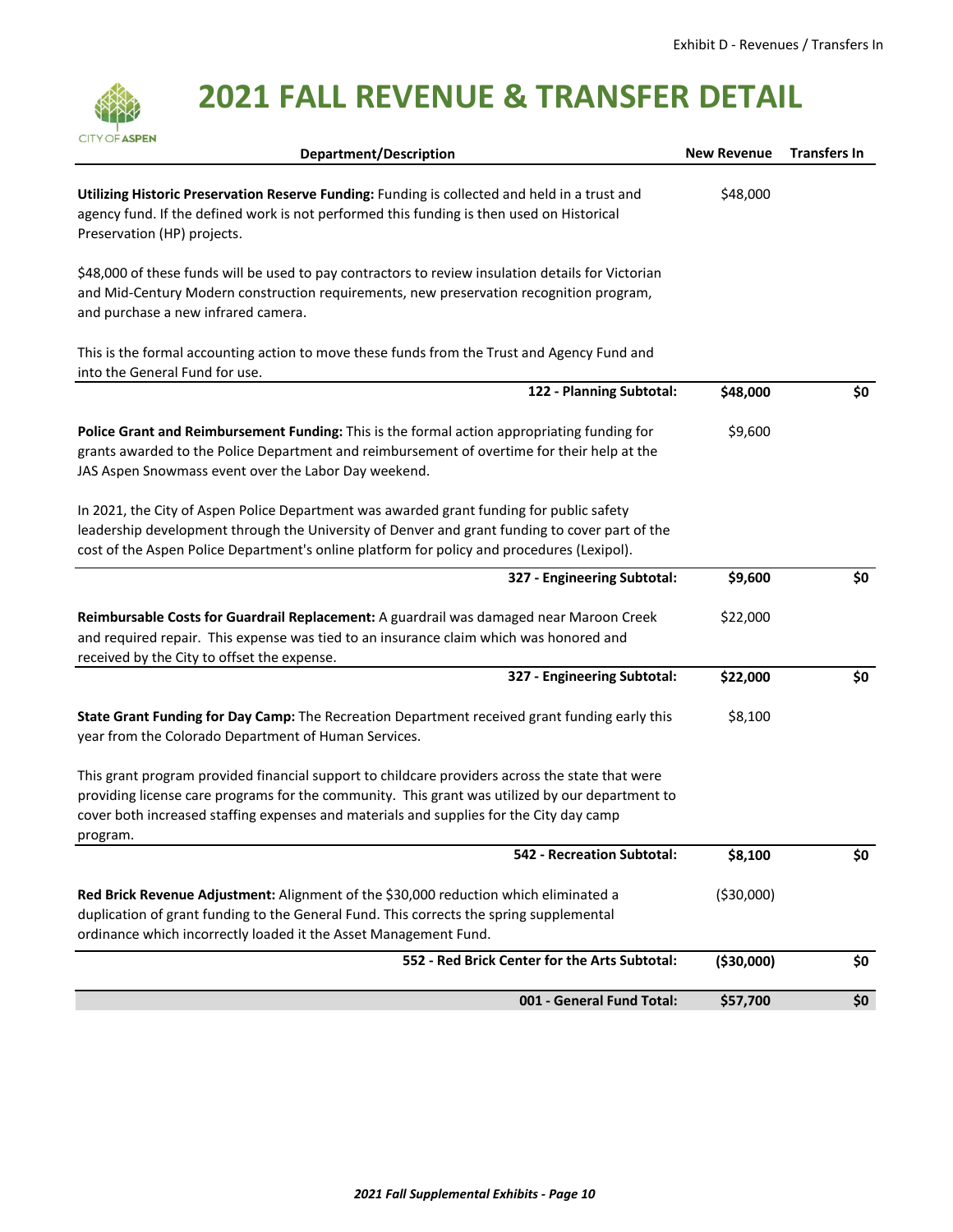Exhibit D - Revenues / Transfers In

# 2021 FALL REVENUE & TRANSFER DETAIL

| Department/Description | New Revenue | Transfers In |
|---|---|---|
| **Utilizing Historic Preservation Reserve Funding:** Funding is collected and held in a trust and agency fund. If the defined work is not performed this funding is then used on Historical Preservation (HP) projects.<br><br>$48,000 of these funds will be used to pay contractors to review insulation details for Victorian and Mid-Century Modern construction requirements, new preservation recognition program, and purchase a new infrared camera.<br><br>This is the formal accounting action to move these funds from the Trust and Agency Fund and into the General Fund for use. | $48,000 | |
| **122 - Planning Subtotal:** | **$48,000** | **$0** |
| **Police Grant and Reimbursement Funding:** This is the formal action appropriating funding for grants awarded to the Police Department and reimbursement of overtime for their help at the JAS Aspen Snowmass event over the Labor Day weekend.<br><br>In 2021, the City of Aspen Police Department was awarded grant funding for public safety leadership development through the University of Denver and grant funding to cover part of the cost of the Aspen Police Department's online platform for policy and procedures (Lexipol). | $9,600 | |
| **327 - Engineering Subtotal:** | **$9,600** | **$0** |
| **Reimbursable Costs for Guardrail Replacement:** A guardrail was damaged near Maroon Creek and required repair. This expense was tied to an insurance claim which was honored and received by the City to offset the expense. | $22,000 | |
| **327 - Engineering Subtotal:** | **$22,000** | **$0** |
| **State Grant Funding for Day Camp:** The Recreation Department received grant funding early this year from the Colorado Department of Human Services.<br><br>This grant program provided financial support to childcare providers across the state that were providing license care programs for the community. This grant was utilized by our department to cover both increased staffing expenses and materials and supplies for the City day camp program. | $8,100 | |
| **542 - Recreation Subtotal:** | **$8,100** | **$0** |
| **Red Brick Revenue Adjustment:** Alignment of the $30,000 reduction which eliminated a duplication of grant funding to the General Fund. This corrects the spring supplemental ordinance which incorrectly loaded it the Asset Management Fund. | ($30,000) | |
| **552 - Red Brick Center for the Arts Subtotal:** | **($30,000)** | **$0** |
| **001 - General Fund Total:** | **$57,700** | **$0** |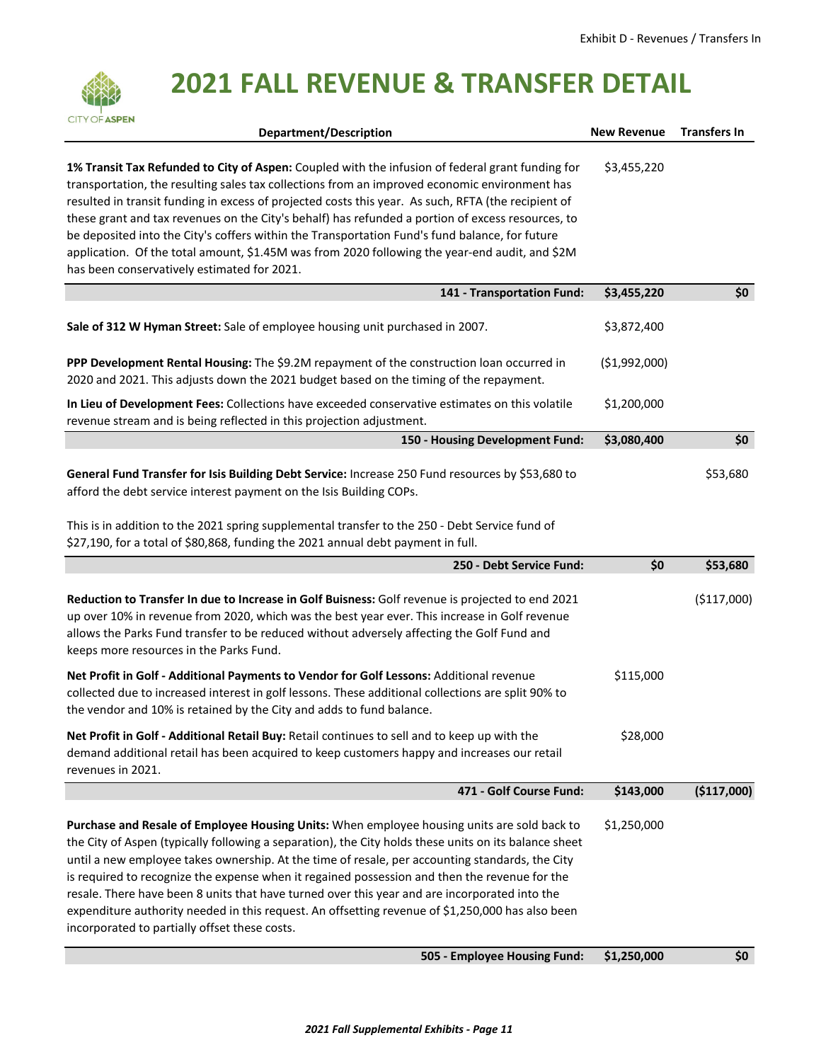# 2021 FALL REVENUE & TRANSFER DETAIL

| Department/Description | New Revenue | Transfers In |
|---|---|---|
| **1% Transit Tax Refunded to City of Aspen:** Coupled with the infusion of federal grant funding for transportation, the resulting sales tax collections from an improved economic environment has resulted in transit funding in excess of projected costs this year. As such, RFTA (the recipient of these grant and tax revenues on the City's behalf) has refunded a portion of excess resources, to be deposited into the City's coffers within the Transportation Fund's fund balance, for future application. Of the total amount, \$1.45M was from 2020 following the year-end audit, and \$2M has been conservatively estimated for 2021. | \$3,455,220 | |
| **141 - Transportation Fund:** | **\$3,455,220** | **\$0** |
| **Sale of 312 W Hyman Street:** Sale of employee housing unit purchased in 2007. | \$3,872,400 | |
| **PPP Development Rental Housing:** The \$9.2M repayment of the construction loan occurred in 2020 and 2021. This adjusts down the 2021 budget based on the timing of the repayment. | (\$1,992,000) | |
| **In Lieu of Development Fees:** Collections have exceeded conservative estimates on this volatile revenue stream and is being reflected in this projection adjustment. | \$1,200,000 | |
| **150 - Housing Development Fund:** | **\$3,080,400** | **\$0** |
| **General Fund Transfer for Isis Building Debt Service:** Increase 250 Fund resources by \$53,680 to afford the debt service interest payment on the Isis Building COPs.<br><br>This is in addition to the 2021 spring supplemental transfer to the 250 - Debt Service fund of \$27,190, for a total of \$80,868, funding the 2021 annual debt payment in full. | | \$53,680 |
| **250 - Debt Service Fund:** | **\$0** | **\$53,680** |
| **Reduction to Transfer In due to Increase in Golf Buisness:** Golf revenue is projected to end 2021 up over 10% in revenue from 2020, which was the best year ever. This increase in Golf revenue allows the Parks Fund transfer to be reduced without adversely affecting the Golf Fund and keeps more resources in the Parks Fund. | | (\$117,000) |
| **Net Profit in Golf - Additional Payments to Vendor for Golf Lessons:** Additional revenue collected due to increased interest in golf lessons. These additional collections are split 90% to the vendor and 10% is retained by the City and adds to fund balance. | \$115,000 | |
| **Net Profit in Golf - Additional Retail Buy:** Retail continues to sell and to keep up with the demand additional retail has been acquired to keep customers happy and increases our retail revenues in 2021. | \$28,000 | |
| **471 - Golf Course Fund:** | **\$143,000** | **(\$117,000)** |
| **Purchase and Resale of Employee Housing Units:** When employee housing units are sold back to the City of Aspen (typically following a separation), the City holds these units on its balance sheet until a new employee takes ownership. At the time of resale, per accounting standards, the City is required to recognize the expense when it regained possession and then the revenue for the resale. There have been 8 units that have turned over this year and are incorporated into the expenditure authority needed in this request. An offsetting revenue of \$1,250,000 has also been incorporated to partially offset these costs. | \$1,250,000 | |
| **505 - Employee Housing Fund:** | **\$1,250,000** | **\$0** |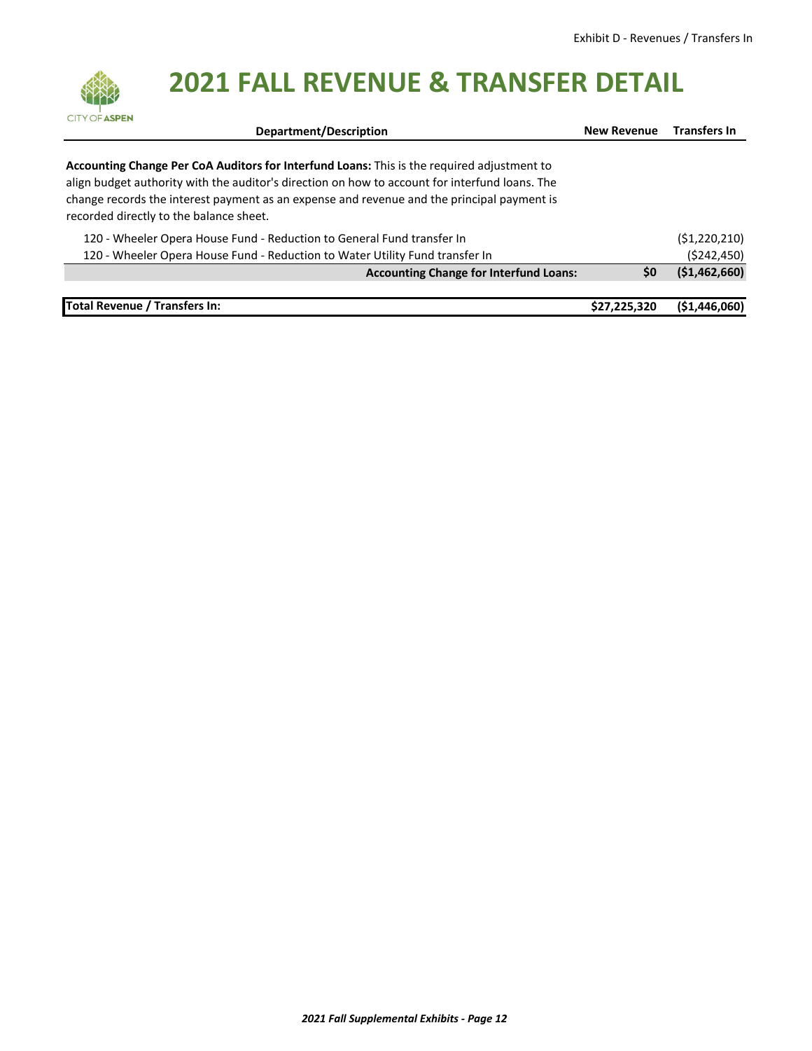# 2021 FALL REVENUE & TRANSFER DETAIL

| Department/Description | New Revenue | Transfers In |
|---|---|---|
| **Accounting Change Per CoA Auditors for Interfund Loans:** This is the required adjustment to align budget authority with the auditor's direction on how to account for interfund loans. The change records the interest payment as an expense and revenue and the principal payment is recorded directly to the balance sheet. | | |
| 120 - Wheeler Opera House Fund - Reduction to General Fund transfer In | | ($1,220,210) |
| 120 - Wheeler Opera House Fund - Reduction to Water Utility Fund transfer In | | ($242,450) |
| **Accounting Change for Interfund Loans:** | **$0** | **($1,462,660)** |
| **Total Revenue / Transfers In:** | **$27,225,320** | **($1,446,060)** |